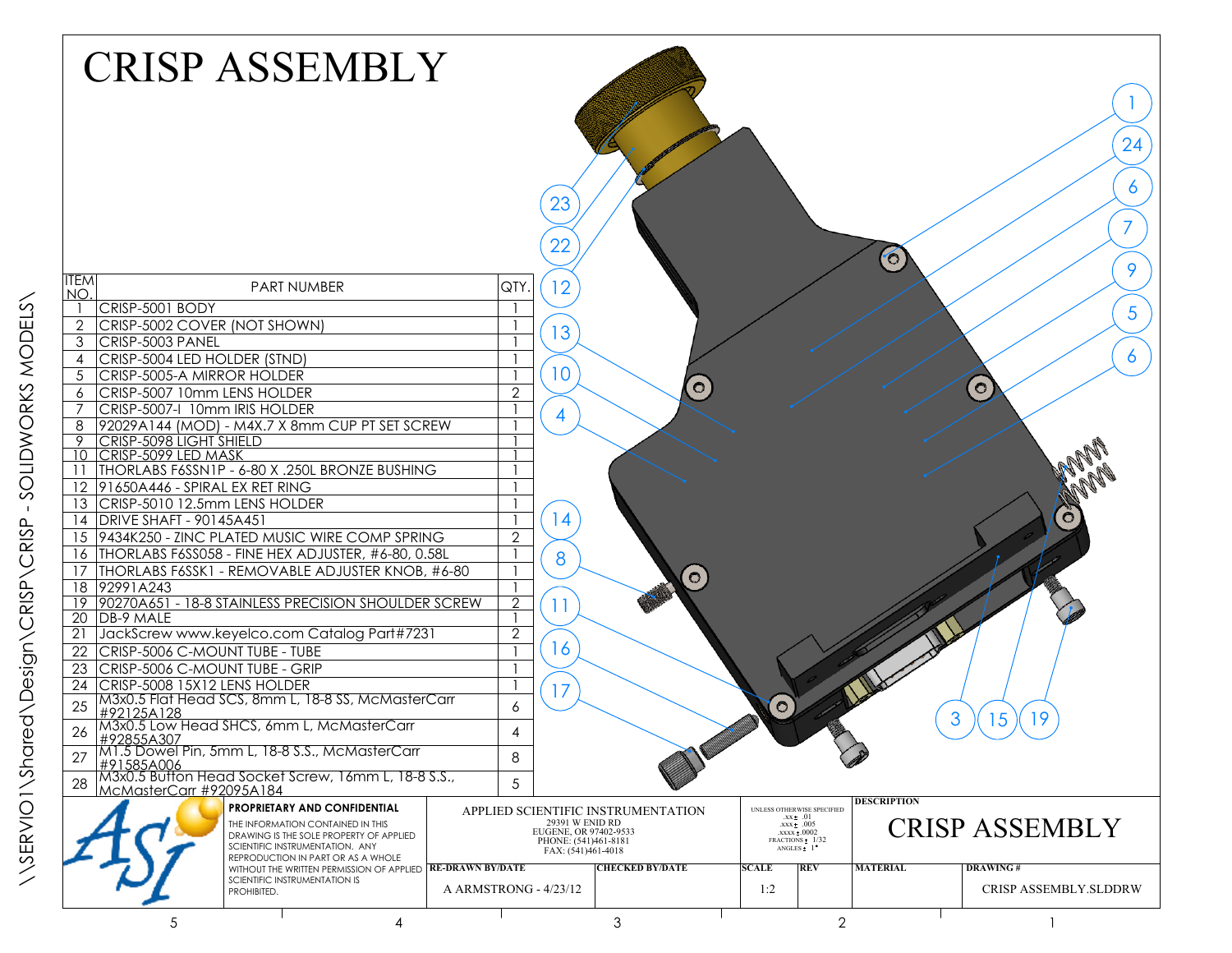# CRISP ASSEMBLY

| ITEM NO. | PART NUMBER | QTY. |
|---|---|---|
| 1 | CRISP-5001 BODY | 1 |
| 2 | CRISP-5002 COVER (NOT SHOWN) | 1 |
| 3 | CRISP-5003 PANEL | 1 |
| 4 | CRISP-5004 LED HOLDER (STND) | 1 |
| 5 | CRISP-5005-A MIRROR HOLDER | 1 |
| 6 | CRISP-5007 10mm LENS HOLDER | 2 |
| 7 | CRISP-5007-I 10mm IRIS HOLDER | 1 |
| 8 | 92029A144 (MOD) - M4X.7 X 8mm CUP PT SET SCREW | 1 |
| 9 | CRISP-5098 LIGHT SHIELD | 1 |
| 10 | CRISP-5099 LED MASK | 1 |
| 11 | THORLABS F6SSN1P - 6-80 X .250L BRONZE BUSHING | 1 |
| 12 | 91650A446 - SPIRAL EX RET RING | 1 |
| 13 | CRISP-5010 12.5mm LENS HOLDER | 1 |
| 14 | DRIVE SHAFT - 90145A451 | 1 |
| 15 | 9434K250 - ZINC PLATED MUSIC WIRE COMP SPRING | 2 |
| 16 | THORLABS F6SS058 - FINE HEX ADJUSTER, #6-80, 0.58L | 1 |
| 17 | THORLABS F6SSK1 - REMOVABLE ADJUSTER KNOB, #6-80 | 1 |
| 18 | 92991A243 | 1 |
| 19 | 90270A651 - 18-8 STAINLESS PRECISION SHOULDER SCREW | 2 |
| 20 | DB-9 MALE | 1 |
| 21 | JackScrew www.keyelco.com Catalog Part#7231 | 2 |
| 22 | CRISP-5006 C-MOUNT TUBE - TUBE | 1 |
| 23 | CRISP-5006 C-MOUNT TUBE - GRIP | 1 |
| 24 | CRISP-5008 15X12 LENS HOLDER | 1 |
| 25 | M3x0.5 Flat Head SCS, 8mm L, 18-8 SS, McMasterCarr #92125A128 | 6 |
| 26 | M3x0.5 Low Head SHCS, 6mm L, McMasterCarr #92855A307 | 4 |
| 27 | M1.5 Dowel Pin, 5mm L, 18-8 S.S., McMasterCarr #91585A006 | 8 |
| 28 | M3x0.5 Button Head Socket Screw, 16mm L, 18-8 S.S., McMasterCarr #92095A184 | 5 |

\\SERVIO1\Shared\Design\CRISP\CRISP - SOLIDWORKS MODELS\

**PROPRIETARY AND CONFIDENTIAL**

THE INFORMATION CONTAINED IN THIS DRAWING IS THE SOLE PROPERTY OF APPLIED SCIENTIFIC INSTRUMENTATION. ANY REPRODUCTION IN PART OR AS A WHOLE WITHOUT THE WRITTEN PERMISSION OF APPLIED SCIENTIFIC INSTRUMENTATION IS PROHIBITED.

APPLIED SCIENTIFIC INSTRUMENTATION
29391 W ENID RD
EUGENE, OR 97402-9533
PHONE: (541)461-8181
FAX: (541)461-4018

UNLESS OTHERWISE SPECIFIED: .xx ± .01, .xxx ± .005, .xxxx ± .0002, FRACTIONS ± 1/32, ANGLES ± 1°

| DESCRIPTION | |
|---|---|
| CRISP ASSEMBLY | |

| RE-DRAWN BY/DATE | CHECKED BY/DATE | SCALE | REV | MATERIAL | DRAWING # |
|---|---|---|---|---|---|
| A ARMSTRONG - 4/23/12 | | 1:2 | | | CRISP ASSEMBLY.SLDDRW |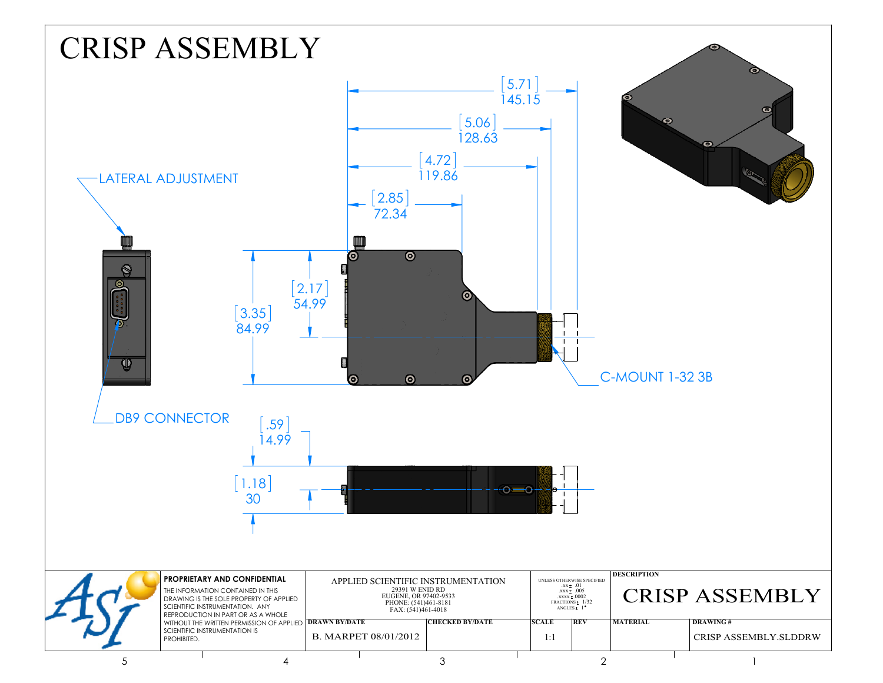# CRISP ASSEMBLY

[5.71]
145.15

[5.06]
128.63

[4.72]
119.86

[2.85]
72.34

LATERAL ADJUSTMENT

[2.17]
54.99

[3.35]
84.99

C-MOUNT 1-32 3B

DB9 CONNECTOR

[.59]
14.99

[1.18]
30

**PROPRIETARY AND CONFIDENTIAL**

THE INFORMATION CONTAINED IN THIS DRAWING IS THE SOLE PROPERTY OF APPLIED SCIENTIFIC INSTRUMENTATION. ANY REPRODUCTION IN PART OR AS A WHOLE WITHOUT THE WRITTEN PERMISSION OF APPLIED SCIENTIFIC INSTRUMENTATION IS PROHIBITED.

APPLIED SCIENTIFIC INSTRUMENTATION
29391 W ENID RD
EUGENE, OR 97402-9533
PHONE: (541)461-8181
FAX: (541)461-4018

UNLESS OTHERWISE SPECIFIED
.xx ± .01
.xxx ± .005
.xxxx ± .0002
FRACTIONS ± 1/32
ANGLES ± 1°

| DESCRIPTION | | | | | |
|---|---|---|---|---|---|
| CRISP ASSEMBLY | | | | | |
| DRAWN BY/DATE | CHECKED BY/DATE | SCALE | REV | MATERIAL | DRAWING # |
| B. MARPET 08/01/2012 | | 1:1 | | | CRISP ASSEMBLY.SLDDRW |